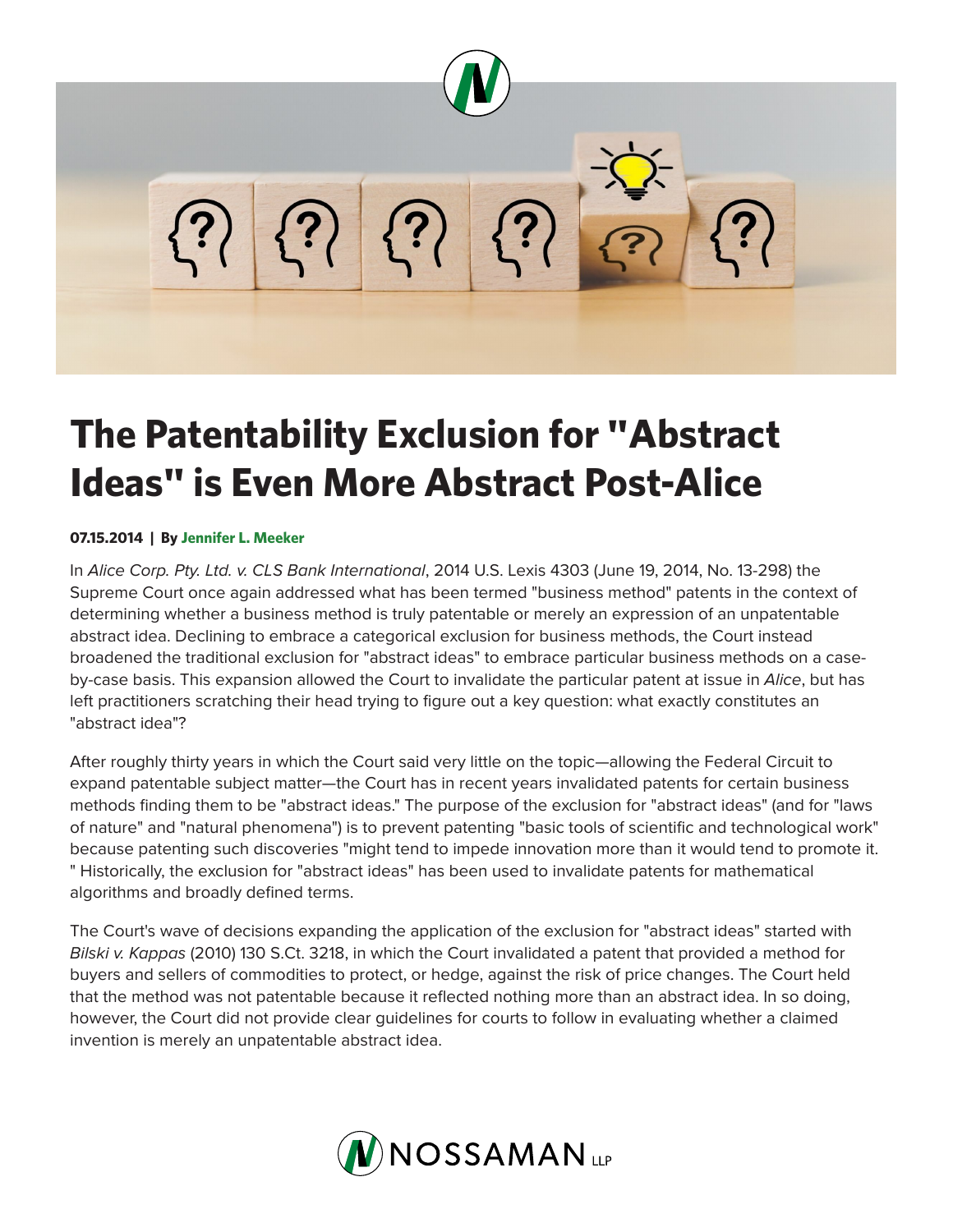# The Patentability Exclusion for "Abstract Ideas" is Even More Abstract Post-Alice

**07.15.2014 | By Jennifer L. Meeker**

In *Alice Corp. Pty. Ltd. v. CLS Bank International*, 2014 U.S. Lexis 4303 (June 19, 2014, No. 13-298) the Supreme Court once again addressed what has been termed "business method" patents in the context of determining whether a business method is truly patentable or merely an expression of an unpatentable abstract idea. Declining to embrace a categorical exclusion for business methods, the Court instead broadened the traditional exclusion for "abstract ideas" to embrace particular business methods on a case-by-case basis. This expansion allowed the Court to invalidate the particular patent at issue in *Alice*, but has left practitioners scratching their head trying to figure out a key question: what exactly constitutes an "abstract idea"?

After roughly thirty years in which the Court said very little on the topic—allowing the Federal Circuit to expand patentable subject matter—the Court has in recent years invalidated patents for certain business methods finding them to be "abstract ideas." The purpose of the exclusion for "abstract ideas" (and for "laws of nature" and "natural phenomena") is to prevent patenting "basic tools of scientific and technological work" because patenting such discoveries "might tend to impede innovation more than it would tend to promote it." Historically, the exclusion for "abstract ideas" has been used to invalidate patents for mathematical algorithms and broadly defined terms.

The Court's wave of decisions expanding the application of the exclusion for "abstract ideas" started with *Bilski v. Kappas* (2010) 130 S.Ct. 3218, in which the Court invalidated a patent that provided a method for buyers and sellers of commodities to protect, or hedge, against the risk of price changes. The Court held that the method was not patentable because it reflected nothing more than an abstract idea. In so doing, however, the Court did not provide clear guidelines for courts to follow in evaluating whether a claimed invention is merely an unpatentable abstract idea.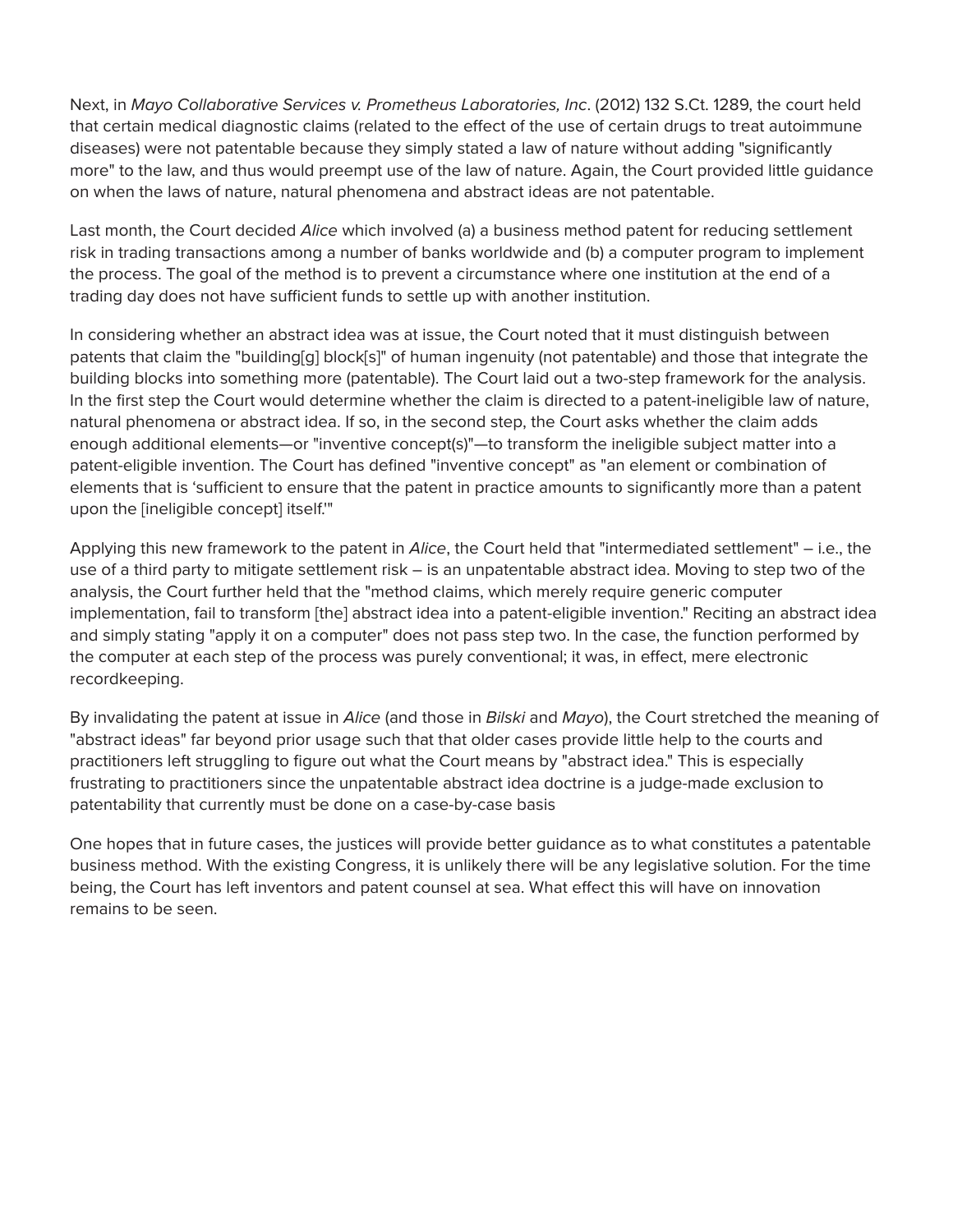Next, in *Mayo Collaborative Services v. Prometheus Laboratories, Inc*. (2012) 132 S.Ct. 1289, the court held that certain medical diagnostic claims (related to the effect of the use of certain drugs to treat autoimmune diseases) were not patentable because they simply stated a law of nature without adding "significantly more" to the law, and thus would preempt use of the law of nature. Again, the Court provided little guidance on when the laws of nature, natural phenomena and abstract ideas are not patentable.

Last month, the Court decided *Alice* which involved (a) a business method patent for reducing settlement risk in trading transactions among a number of banks worldwide and (b) a computer program to implement the process. The goal of the method is to prevent a circumstance where one institution at the end of a trading day does not have sufficient funds to settle up with another institution.

In considering whether an abstract idea was at issue, the Court noted that it must distinguish between patents that claim the "building[g] block[s]" of human ingenuity (not patentable) and those that integrate the building blocks into something more (patentable). The Court laid out a two-step framework for the analysis. In the first step the Court would determine whether the claim is directed to a patent-ineligible law of nature, natural phenomena or abstract idea. If so, in the second step, the Court asks whether the claim adds enough additional elements—or "inventive concept(s)"—to transform the ineligible subject matter into a patent-eligible invention. The Court has defined "inventive concept" as "an element or combination of elements that is 'sufficient to ensure that the patent in practice amounts to significantly more than a patent upon the [ineligible concept] itself.'"

Applying this new framework to the patent in *Alice*, the Court held that "intermediated settlement" – i.e., the use of a third party to mitigate settlement risk – is an unpatentable abstract idea. Moving to step two of the analysis, the Court further held that the "method claims, which merely require generic computer implementation, fail to transform [the] abstract idea into a patent-eligible invention." Reciting an abstract idea and simply stating "apply it on a computer" does not pass step two. In the case, the function performed by the computer at each step of the process was purely conventional; it was, in effect, mere electronic recordkeeping.

By invalidating the patent at issue in *Alice* (and those in *Bilski* and *Mayo*), the Court stretched the meaning of "abstract ideas" far beyond prior usage such that that older cases provide little help to the courts and practitioners left struggling to figure out what the Court means by "abstract idea." This is especially frustrating to practitioners since the unpatentable abstract idea doctrine is a judge-made exclusion to patentability that currently must be done on a case-by-case basis

One hopes that in future cases, the justices will provide better guidance as to what constitutes a patentable business method. With the existing Congress, it is unlikely there will be any legislative solution. For the time being, the Court has left inventors and patent counsel at sea. What effect this will have on innovation remains to be seen.